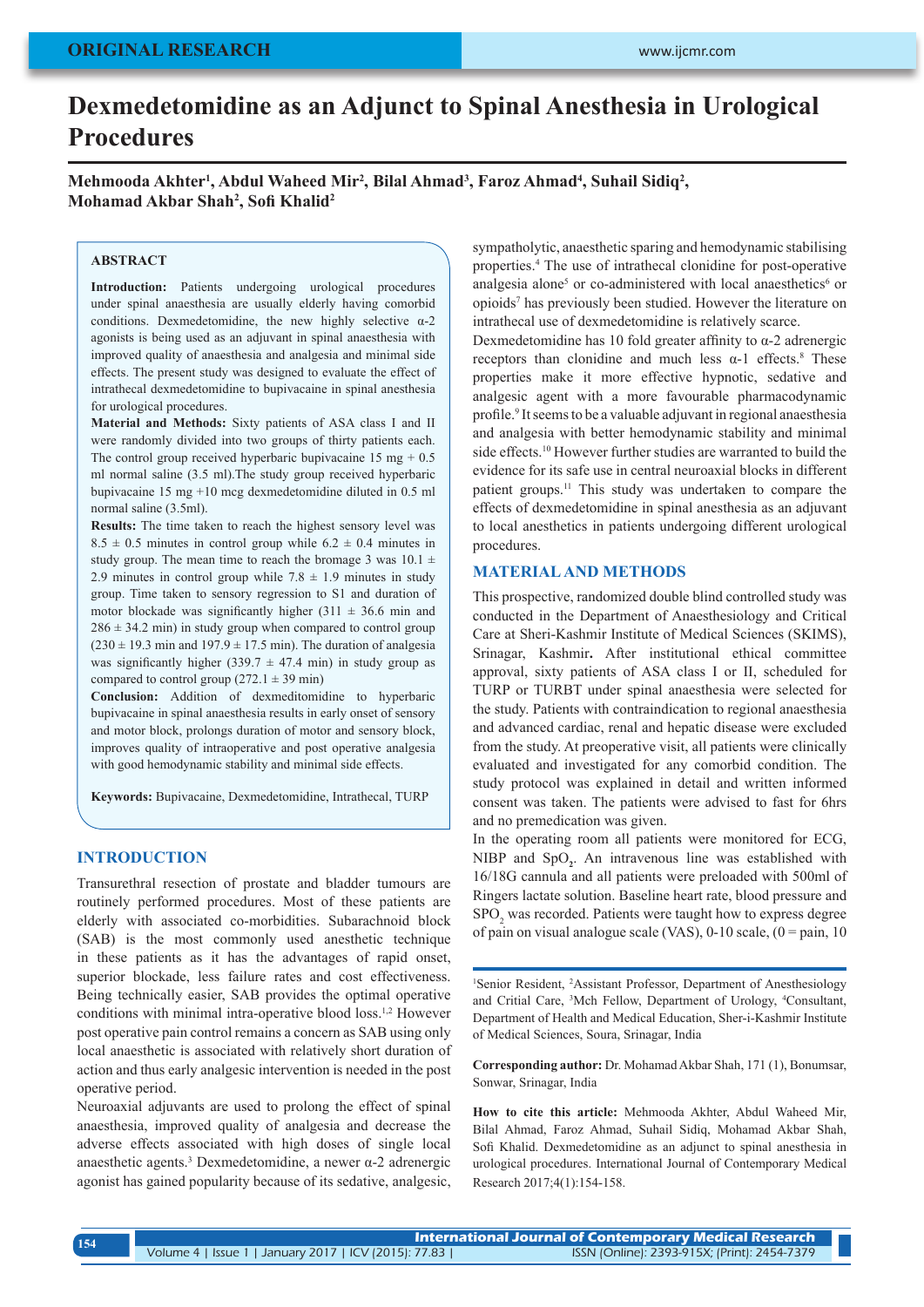ORIGINAL RESEARCH

# Dexmedetomidine as an Adjunct to Spinal Anesthesia in Urological Procedures

**Mehmooda Akhter[1], Abdul Waheed Mir[2], Bilal Ahmad[3], Faroz Ahmad[4], Suhail Sidiq[2], Mohamad Akbar Shah[2], Sofi Khalid[2]**

### ABSTRACT

**Introduction:** Patients undergoing urological procedures under spinal anaesthesia are usually elderly having comorbid conditions. Dexmedetomidine, the new highly selective α-2 agonists is being used as an adjuvant in spinal anaesthesia with improved quality of anaesthesia and analgesia and minimal side effects. The present study was designed to evaluate the effect of intrathecal dexmedetomidine to bupivacaine in spinal anesthesia for urological procedures.

**Material and Methods:** Sixty patients of ASA class I and II were randomly divided into two groups of thirty patients each. The control group received hyperbaric bupivacaine 15 mg + 0.5 ml normal saline (3.5 ml).The study group received hyperbaric bupivacaine 15 mg +10 mcg dexmedetomidine diluted in 0.5 ml normal saline (3.5ml).

**Results:** The time taken to reach the highest sensory level was 8.5 ± 0.5 minutes in control group while 6.2 ± 0.4 minutes in study group. The mean time to reach the bromage 3 was 10.1 ± 2.9 minutes in control group while 7.8 ± 1.9 minutes in study group. Time taken to sensory regression to S1 and duration of motor blockade was significantly higher (311 ± 36.6 min and 286 ± 34.2 min) in study group when compared to control group (230 ± 19.3 min and 197.9 ± 17.5 min). The duration of analgesia was significantly higher (339.7 ± 47.4 min) in study group as compared to control group (272.1 ± 39 min)

**Conclusion:** Addition of dexmeditomidine to hyperbaric bupivacaine in spinal anaesthesia results in early onset of sensory and motor block, prolongs duration of motor and sensory block, improves quality of intraoperative and post operative analgesia with good hemodynamic stability and minimal side effects.

**Keywords:** Bupivacaine, Dexmedetomidine, Intrathecal, TURP

## INTRODUCTION

Transurethral resection of prostate and bladder tumours are routinely performed procedures. Most of these patients are elderly with associated co-morbidities. Subarachnoid block (SAB) is the most commonly used anesthetic technique in these patients as it has the advantages of rapid onset, superior blockade, less failure rates and cost effectiveness. Being technically easier, SAB provides the optimal operative conditions with minimal intra-operative blood loss.[1,2] However post operative pain control remains a concern as SAB using only local anaesthetic is associated with relatively short duration of action and thus early analgesic intervention is needed in the post operative period.

Neuroaxial adjuvants are used to prolong the effect of spinal anaesthesia, improved quality of analgesia and decrease the adverse effects associated with high doses of single local anaesthetic agents.[3] Dexmedetomidine, a newer α-2 adrenergic agonist has gained popularity because of its sedative, analgesic, sympatholytic, anaesthetic sparing and hemodynamic stabilising properties.[4] The use of intrathecal clonidine for post-operative analgesia alone[5] or co-administered with local anaesthetics[6] or opioids[7] has previously been studied. However the literature on intrathecal use of dexmedetomidine is relatively scarce.

Dexmedetomidine has 10 fold greater affinity to α-2 adrenergic receptors than clonidine and much less α-1 effects.[8] These properties make it more effective hypnotic, sedative and analgesic agent with a more favourable pharmacodynamic profile.[9] It seems to be a valuable adjuvant in regional anaesthesia and analgesia with better hemodynamic stability and minimal side effects.[10] However further studies are warranted to build the evidence for its safe use in central neuroaxial blocks in different patient groups.[11] This study was undertaken to compare the effects of dexmedetomidine in spinal anesthesia as an adjuvant to local anesthetics in patients undergoing different urological procedures.

## MATERIAL AND METHODS

This prospective, randomized double blind controlled study was conducted in the Department of Anaesthesiology and Critical Care at Sheri-Kashmir Institute of Medical Sciences (SKIMS), Srinagar, Kashmir**.** After institutional ethical committee approval, sixty patients of ASA class I or II, scheduled for TURP or TURBT under spinal anaesthesia were selected for the study. Patients with contraindication to regional anaesthesia and advanced cardiac, renal and hepatic disease were excluded from the study. At preoperative visit, all patients were clinically evaluated and investigated for any comorbid condition. The study protocol was explained in detail and written informed consent was taken. The patients were advised to fast for 6hrs and no premedication was given.

In the operating room all patients were monitored for ECG, NIBP and $SpO_2$. An intravenous line was established with 16/18G cannula and all patients were preloaded with 500ml of Ringers lactate solution. Baseline heart rate, blood pressure and $SPO_2$ was recorded. Patients were taught how to express degree of pain on visual analogue scale (VAS), 0-10 scale, (0 = pain, 10

---

[1]Senior Resident, [2]Assistant Professor, Department of Anesthesiology and Critial Care, [3]Mch Fellow, Department of Urology, [4]Consultant, Department of Health and Medical Education, Sher-i-Kashmir Institute of Medical Sciences, Soura, Srinagar, India

**Corresponding author:** Dr. Mohamad Akbar Shah, 171 (1), Bonumsar, Sonwar, Srinagar, India

**How to cite this article:** Mehmooda Akhter, Abdul Waheed Mir, Bilal Ahmad, Faroz Ahmad, Suhail Sidiq, Mohamad Akbar Shah, Sofi Khalid. Dexmedetomidine as an adjunct to spinal anesthesia in urological procedures. International Journal of Contemporary Medical Research 2017;4(1):154-158.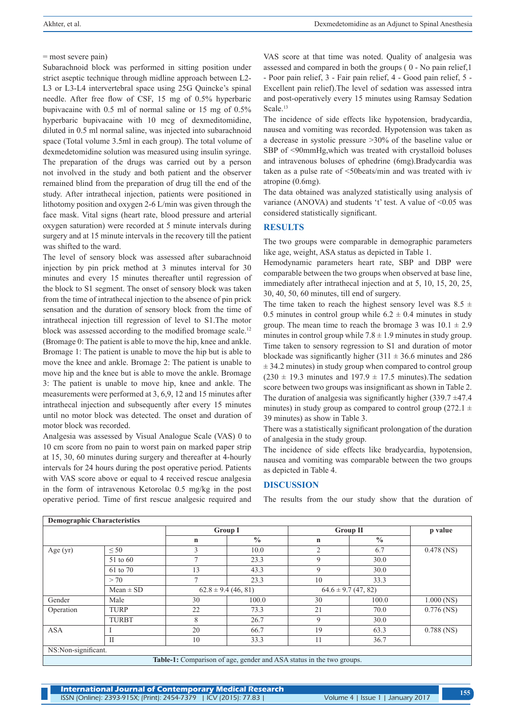= most severe pain)

Subarachnoid block was performed in sitting position under strict aseptic technique through midline approach between L2-L3 or L3-L4 intervertebral space using 25G Quincke's spinal needle. After free flow of CSF, 15 mg of 0.5% hyperbaric bupivacaine with 0.5 ml of normal saline or 15 mg of 0.5% hyperbaric bupivacaine with 10 mcg of dexmeditomidine, diluted in 0.5 ml normal saline, was injected into subarachnoid space (Total volume 3.5ml in each group). The total volume of dexmedetomidine solution was measured using insulin syringe. The preparation of the drugs was carried out by a person not involved in the study and both patient and the observer remained blind from the preparation of drug till the end of the study. After intrathecal injection, patients were positioned in lithotomy position and oxygen 2-6 L/min was given through the face mask. Vital signs (heart rate, blood pressure and arterial oxygen saturation) were recorded at 5 minute intervals during surgery and at 15 minute intervals in the recovery till the patient was shifted to the ward.

The level of sensory block was assessed after subarachnoid injection by pin prick method at 3 minutes interval for 30 minutes and every 15 minutes thereafter until regression of the block to S1 segment. The onset of sensory block was taken from the time of intrathecal injection to the absence of pin prick sensation and the duration of sensory block from the time of intrathecal injection till regression of level to S1.The motor block was assessed according to the modified bromage scale.[12] (Bromage 0: The patient is able to move the hip, knee and ankle. Bromage 1: The patient is unable to move the hip but is able to move the knee and ankle. Bromage 2: The patient is unable to move hip and the knee but is able to move the ankle. Bromage 3: The patient is unable to move hip, knee and ankle. The measurements were performed at 3, 6,9, 12 and 15 minutes after intrathecal injection and subsequently after every 15 minutes until no motor block was detected. The onset and duration of motor block was recorded.

Analgesia was assessed by Visual Analogue Scale (VAS) 0 to 10 cm score from no pain to worst pain on marked paper strip at 15, 30, 60 minutes during surgery and thereafter at 4-hourly intervals for 24 hours during the post operative period. Patients with VAS score above or equal to 4 received rescue analgesia in the form of intravenous Ketorolac 0.5 mg/kg in the post operative period. Time of first rescue analgesic required and VAS score at that time was noted. Quality of analgesia was assessed and compared in both the groups ( 0 - No pain relief,1 - Poor pain relief, 3 - Fair pain relief, 4 - Good pain relief, 5 - Excellent pain relief).The level of sedation was assessed intra and post-operatively every 15 minutes using Ramsay Sedation Scale.[13]

The incidence of side effects like hypotension, bradycardia, nausea and vomiting was recorded. Hypotension was taken as a decrease in systolic pressure >30% of the baseline value or SBP of <90mmHg,which was treated with crystalloid boluses and intravenous boluses of ephedrine (6mg).Bradycardia was taken as a pulse rate of <50beats/min and was treated with iv atropine (0.6mg).

The data obtained was analyzed statistically using analysis of variance (ANOVA) and students 't' test. A value of <0.05 was considered statistically significant.

## RESULTS

The two groups were comparable in demographic parameters like age, weight, ASA status as depicted in Table 1.

Hemodynamic parameters heart rate, SBP and DBP were comparable between the two groups when observed at base line, immediately after intrathecal injection and at 5, 10, 15, 20, 25, 30, 40, 50, 60 minutes, till end of surgery.

The time taken to reach the highest sensory level was 8.5 ± 0.5 minutes in control group while 6.2 ± 0.4 minutes in study group. The mean time to reach the bromage 3 was 10.1 ± 2.9 minutes in control group while 7.8 ± 1.9 minutes in study group. Time taken to sensory regression to S1 and duration of motor blockade was significantly higher (311 ± 36.6 minutes and 286 ± 34.2 minutes) in study group when compared to control group (230 ± 19.3 minutes and 197.9 ± 17.5 minutes).The sedation score between two groups was insignificant as shown in Table 2.

The duration of analgesia was significantly higher (339.7 ±47.4 minutes) in study group as compared to control group (272.1 ± 39 minutes) as show in Table 3.

There was a statistically significant prolongation of the duration of analgesia in the study group.

The incidence of side effects like bradycardia, hypotension, nausea and vomiting was comparable between the two groups as depicted in Table 4.

## DISCUSSION

The results from the our study show that the duration of

| Demographic Characteristics | | | | | | |
|---|---|---|---|---|---|---|
| | | Group I | | Group II | | p value |
| | | n | % | n | % | |
| Age (yr) | ≤ 50 | 3 | 10.0 | 2 | 6.7 | 0.478 (NS) |
| | 51 to 60 | 7 | 23.3 | 9 | 30.0 | |
| | 61 to 70 | 13 | 43.3 | 9 | 30.0 | |
| | > 70 | 7 | 23.3 | 10 | 33.3 | |
| | Mean ± SD | 62.8 ± 9.4 (46, 81) | | 64.6 ± 9.7 (47, 82) | | |
| Gender | Male | 30 | 100.0 | 30 | 100.0 | 1.000 (NS) |
| Operation | TURP | 22 | 73.3 | 21 | 70.0 | 0.776 (NS) |
| | TURBT | 8 | 26.7 | 9 | 30.0 | |
| ASA | I | 20 | 66.7 | 19 | 63.3 | 0.788 (NS) |
| | II | 10 | 33.3 | 11 | 36.7 | |

NS:Non-significant.

**Table-1:** Comparison of age, gender and ASA status in the two groups.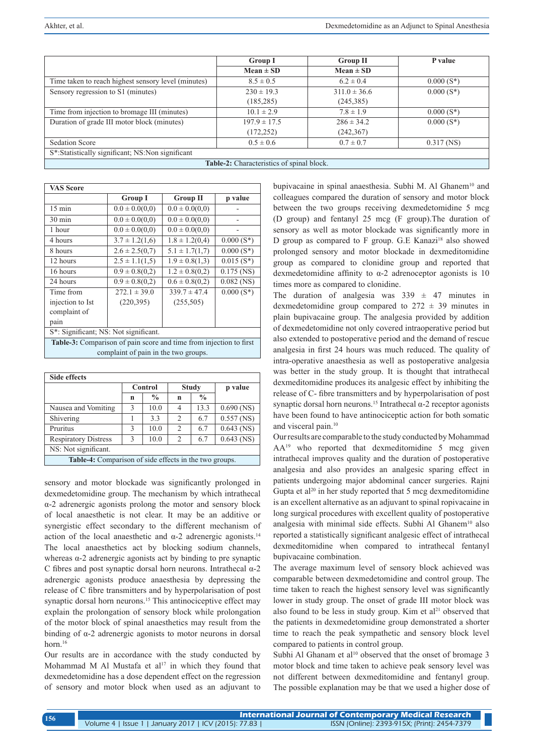| | Group I | Group II | P value |
|---|---|---|---|
| | Mean ± SD | Mean ± SD | |
| Time taken to reach highest sensory level (minutes) | 8.5 ± 0.5 | 6.2 ± 0.4 | 0.000 (S*) |
| Sensory regression to S1 (minutes) | 230 ± 19.3 (185,285) | 311.0 ± 36.6 (245,385) | 0.000 (S*) |
| Time from injection to bromage III (minutes) | 10.1 ± 2.9 | 7.8 ± 1.9 | 0.000 (S*) |
| Duration of grade III motor block (minutes) | 197.9 ± 17.5 (172,252) | 286 ± 34.2 (242,367) | 0.000 (S*) |
| Sedation Score | 0.5 ± 0.6 | 0.7 ± 0.7 | 0.317 (NS) |
| S*:Statistically significant; NS:Non significant | | | |

**Table-2:** Characteristics of spinal block.

| VAS Score | Group I | Group II | p value |
|---|---|---|---|
| 15 min | 0.0 ± 0.0(0,0) | 0.0 ± 0.0(0,0) | - |
| 30 min | 0.0 ± 0.0(0,0) | 0.0 ± 0.0(0,0) | - |
| 1 hour | 0.0 ± 0.0(0,0) | 0.0 ± 0.0(0,0) | - |
| 4 hours | 3.7 ± 1.2(1,6) | 1.8 ± 1.2(0,4) | 0.000 (S*) |
| 8 hours | 2.6 ± 2.5(0,7) | 5.1 ± 1.7(1,7) | 0.000 (S*) |
| 12 hours | 2.5 ± 1.1(1,5) | 1.9 ± 0.8(1,3) | 0.015 (S*) |
| 16 hours | 0.9 ± 0.8(0,2) | 1.2 ± 0.8(0,2) | 0.175 (NS) |
| 24 hours | 0.9 ± 0.8(0,2) | 0.6 ± 0.8(0,2) | 0.082 (NS) |
| Time from injection to Ist complaint of pain | 272.1 ± 39.0 (220,395) | 339.7 ± 47.4 (255,505) | 0.000 (S*) |
| S*: Significant; NS: Not significant. | | | |

**Table-3:** Comparison of pain score and time from injection to first complaint of pain in the two groups.

| Side effects | Control | | Study | | p value |
|---|---|---|---|---|---|
| | n | % | n | % | |
| Nausea and Vomiting | 3 | 10.0 | 4 | 13.3 | 0.690 (NS) |
| Shivering | 1 | 3.3 | 2 | 6.7 | 0.557 (NS) |
| Pruritus | 3 | 10.0 | 2 | 6.7 | 0.643 (NS) |
| Respiratory Distress | 3 | 10.0 | 2 | 6.7 | 0.643 (NS) |
| NS: Not significant. | | | | | |

**Table-4:** Comparison of side effects in the two groups.

sensory and motor blockade was significantly prolonged in dexmedetomidine group. The mechanism by which intrathecal α-2 adrenergic agonists prolong the motor and sensory block of local anaesthetic is not clear. It may be an additive or synergistic effect secondary to the different mechanism of action of the local anaesthetic and α-2 adrenergic agonists.[14] The local anaesthetics act by blocking sodium channels, whereas α-2 adrenergic agonists act by binding to pre synaptic C fibres and post synaptic dorsal horn neurons. Intrathecal α-2 adrenergic agonists produce anaesthesia by depressing the release of C fibre transmitters and by hyperpolarisation of post synaptic dorsal horn neurons.[15] This antinociceptive effect may explain the prolongation of sensory block while prolongation of the motor block of spinal anaesthetics may result from the binding of α-2 adrenergic agonists to motor neurons in dorsal horn.[16]

Our results are in accordance with the study conducted by Mohammad M Al Mustafa et al[17] in which they found that dexmedetomidine has a dose dependent effect on the regression of sensory and motor block when used as an adjuvant to bupivacaine in spinal anaesthesia. Subhi M. Al Ghanem[10] and colleagues compared the duration of sensory and motor block between the two groups receiving dexmedetomidine 5 mcg (D group) and fentanyl 25 mcg (F group).The duration of sensory as well as motor blockade was significantly more in D group as compared to F group. G.E Kanazi[18] also showed prolonged sensory and motor blockade in dexmeditomidine group as compared to clonidine group and reported that dexmedetomidine affinity to α-2 adrenoceptor agonists is 10 times more as compared to clonidine.

The duration of analgesia was 339 ± 47 minutes in dexmedetomidine group compared to 272 ± 39 minutes in plain bupivacaine group. The analgesia provided by addition of dexmedetomidine not only covered intraoperative period but also extended to postoperative period and the demand of rescue analgesia in first 24 hours was much reduced. The quality of intra-operative anaesthesia as well as postoperative analgesia was better in the study group. It is thought that intrathecal dexmeditomidine produces its analgesic effect by inhibiting the release of C- fibre transmitters and by hyperpolarisation of post synaptic dorsal horn neurons.[15] Intrathecal α-2 receptor agonists have been found to have antinociceptive action for both somatic and visceral pain.[10]

Our results are comparable to the study conducted by Mohammad AA[19] who reported that dexmeditomidine 5 mcg given intrathecal improves quality and the duration of postoperative analgesia and also provides an analgesic sparing effect in patients undergoing major abdominal cancer surgeries. Rajni Gupta et al[20] in her study reported that 5 mcg dexmeditomidine is an excellent alternative as an adjuvant to spinal ropivacaine in long surgical procedures with excellent quality of postoperative analgesia with minimal side effects. Subhi Al Ghanem[10] also reported a statistically significant analgesic effect of intrathecal dexmeditomidine when compared to intrathecal fentanyl bupivacaine combination.

The average maximum level of sensory block achieved was comparable between dexmedetomidine and control group. The time taken to reach the highest sensory level was significantly lower in study group. The onset of grade III motor block was also found to be less in study group. Kim et al[21] observed that the patients in dexmedetomidine group demonstrated a shorter time to reach the peak sympathetic and sensory block level compared to patients in control group.

Subhi Al Ghanam et al[10] observed that the onset of bromage 3 motor block and time taken to achieve peak sensory level was not different between dexmeditomidine and fentanyl group. The possible explanation may be that we used a higher dose of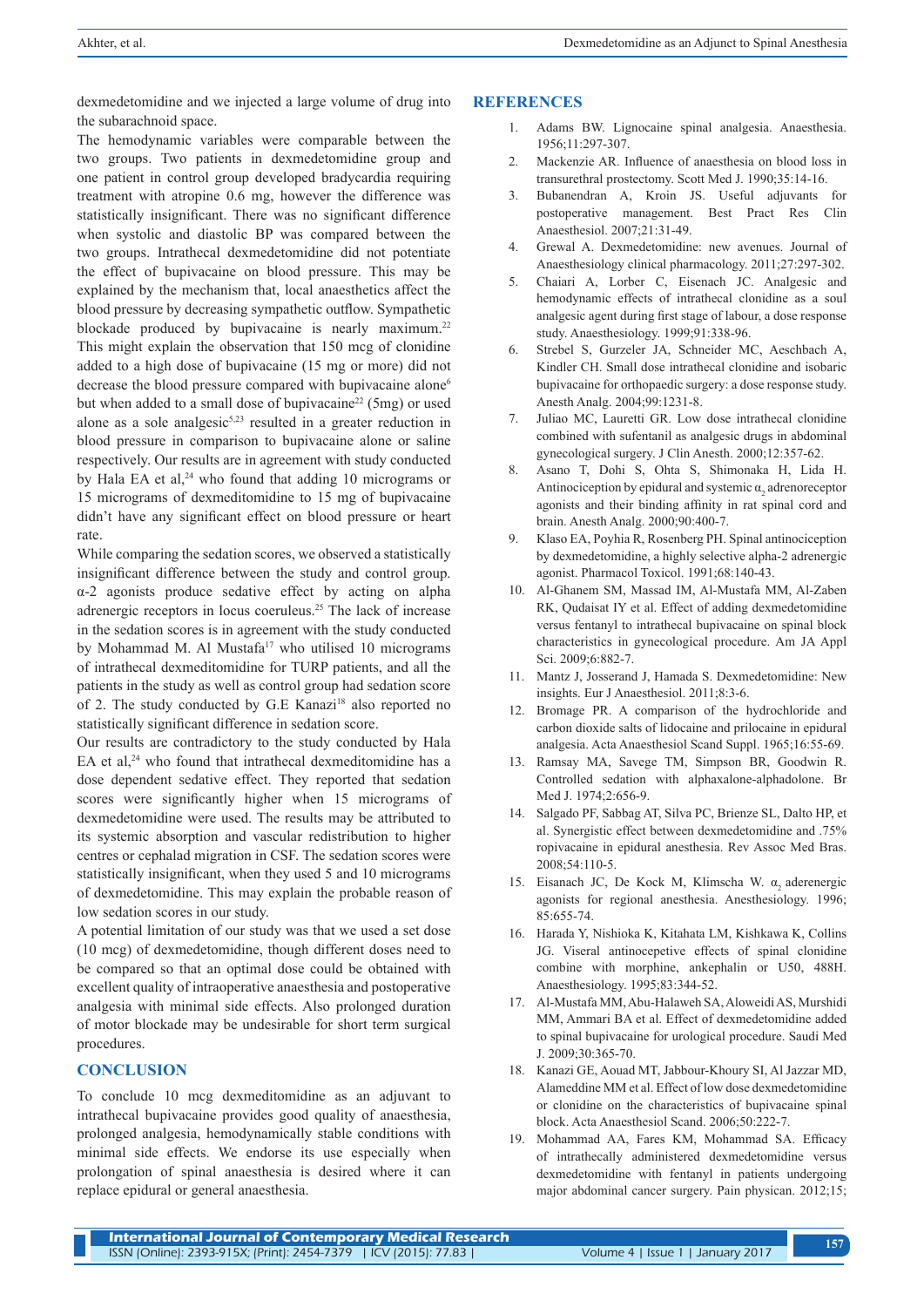dexmedetomidine and we injected a large volume of drug into the subarachnoid space.

The hemodynamic variables were comparable between the two groups. Two patients in dexmedetomidine group and one patient in control group developed bradycardia requiring treatment with atropine 0.6 mg, however the difference was statistically insignificant. There was no significant difference when systolic and diastolic BP was compared between the two groups. Intrathecal dexmedetomidine did not potentiate the effect of bupivacaine on blood pressure. This may be explained by the mechanism that, local anaesthetics affect the blood pressure by decreasing sympathetic outflow. Sympathetic blockade produced by bupivacaine is nearly maximum.[22] This might explain the observation that 150 mcg of clonidine added to a high dose of bupivacaine (15 mg or more) did not decrease the blood pressure compared with bupivacaine alone[6] but when added to a small dose of bupivacaine[22] (5mg) or used alone as a sole analgesic[5,23] resulted in a greater reduction in blood pressure in comparison to bupivacaine alone or saline respectively. Our results are in agreement with study conducted by Hala EA et al,[24] who found that adding 10 micrograms or 15 micrograms of dexmeditomidine to 15 mg of bupivacaine didn't have any significant effect on blood pressure or heart rate.

While comparing the sedation scores, we observed a statistically insignificant difference between the study and control group. α-2 agonists produce sedative effect by acting on alpha adrenergic receptors in locus coeruleus.[25] The lack of increase in the sedation scores is in agreement with the study conducted by Mohammad M. Al Mustafa[17] who utilised 10 micrograms of intrathecal dexmeditomidine for TURP patients, and all the patients in the study as well as control group had sedation score of 2. The study conducted by G.E Kanazi[18] also reported no statistically significant difference in sedation score.

Our results are contradictory to the study conducted by Hala EA et al,[24] who found that intrathecal dexmeditomidine has a dose dependent sedative effect. They reported that sedation scores were significantly higher when 15 micrograms of dexmedetomidine were used. The results may be attributed to its systemic absorption and vascular redistribution to higher centres or cephalad migration in CSF. The sedation scores were statistically insignificant, when they used 5 and 10 micrograms of dexmedetomidine. This may explain the probable reason of low sedation scores in our study.

A potential limitation of our study was that we used a set dose (10 mcg) of dexmedetomidine, though different doses need to be compared so that an optimal dose could be obtained with excellent quality of intraoperative anaesthesia and postoperative analgesia with minimal side effects. Also prolonged duration of motor blockade may be undesirable for short term surgical procedures.

## CONCLUSION

To conclude 10 mcg dexmeditomidine as an adjuvant to intrathecal bupivacaine provides good quality of anaesthesia, prolonged analgesia, hemodynamically stable conditions with minimal side effects. We endorse its use especially when prolongation of spinal anaesthesia is desired where it can replace epidural or general anaesthesia.

## REFERENCES

1. Adams BW. Lignocaine spinal analgesia. Anaesthesia. 1956;11:297-307.
2. Mackenzie AR. Influence of anaesthesia on blood loss in transurethral prostectomy. Scott Med J. 1990;35:14-16.
3. Bubanendran A, Kroin JS. Useful adjuvants for postoperative management. Best Pract Res Clin Anaesthesiol. 2007;21:31-49.
4. Grewal A. Dexmedetomidine: new avenues. Journal of Anaesthesiology clinical pharmacology. 2011;27:297-302.
5. Chaiari A, Lorber C, Eisenach JC. Analgesic and hemodynamic effects of intrathecal clonidine as a soul analgesic agent during first stage of labour, a dose response study. Anaesthesiology. 1999;91:338-96.
6. Strebel S, Gurzeler JA, Schneider MC, Aeschbach A, Kindler CH. Small dose intrathecal clonidine and isobaric bupivacaine for orthopaedic surgery: a dose response study. Anesth Analg. 2004;99:1231-8.
7. Juliao MC, Lauretti GR. Low dose intrathecal clonidine combined with sufentanil as analgesic drugs in abdominal gynecological surgery. J Clin Anesth. 2000;12:357-62.
8. Asano T, Tohi S, Ohta S, Shimonaka H, Lida H. Antinociception by epidural and systemic $\alpha_2$ adrenoreceptor agonists and their binding affinity in rat spinal cord and brain. Anesth Analg. 2000;90:400-7.
9. Klaso EA, Poyhia R, Rosenberg PH. Spinal antinociception by dexmedetomidine, a highly selective alpha-2 adrenergic agonist. Pharmacol Toxicol. 1991;68:140-43.
10. Al-Ghanem SM, Massad IM, Al-Mustafa MM, Al-Zaben RK, Qudaisat IY et al. Effect of adding dexmedetomidine versus fentanyl to intrathecal bupivacaine on spinal block characteristics in gynecological procedure. Am JA Appl Sci. 2009;6:882-7.
11. Mantz J, Josserand J, Hamada S. Dexmedetomidine: New insights. Eur J Anaesthesiol. 2011;8:3-6.
12. Bromage PR. A comparison of the hydrochloride and carbon dioxide salts of lidocaine and prilocaine in epidural analgesia. Acta Anaesthesiol Scand Suppl. 1965;16:55-69.
13. Ramsay MA, Savege TM, Simpson BR, Goodwin R. Controlled sedation with alphaxalone-alphadolone. Br Med J. 1974;2:656-9.
14. Salgado PF, Sabbag AT, Silva PC, Brienze SL, Dalto HP, et al. Synergistic effect between dexmedetomidine and .75% ropivacaine in epidural anesthesia. Rev Assoc Med Bras. 2008;54:110-5.
15. Eisanach JC, De Kock M, Klimscha W. $\alpha_2$ aderenergic agonists for regional anesthesia. Anesthesiology. 1996; 85:655-74.
16. Harada Y, Nishioka K, Kitahata LM, Kishkawa K, Collins JG. Viseral antinocepetive effects of spinal clonidine combine with morphine, ankephalin or U50, 488H. Anaesthesiology. 1995;83:344-52.
17. Al-Mustafa MM, Abu-Halaweh SA, Aloweidi AS, Murshidi MM, Ammari BA et al. Effect of dexmedetomidine added to spinal bupivacaine for urological procedure. Saudi Med J. 2009;30:365-70.
18. Kanazi GE, Aouad MT, Jabbour-Khoury SI, Al Jazzar MD, Alameddine MM et al. Effect of low dose dexmedetomidine or clonidine on the characteristics of bupivacaine spinal block. Acta Anaesthesiol Scand. 2006;50:222-7.
19. Mohammad AA, Fares KM, Mohammad SA. Efficacy of intrathecally administered dexmedetomidine versus dexmedetomidine with fentanyl in patients undergoing major abdominal cancer surgery. Pain physican. 2012;15;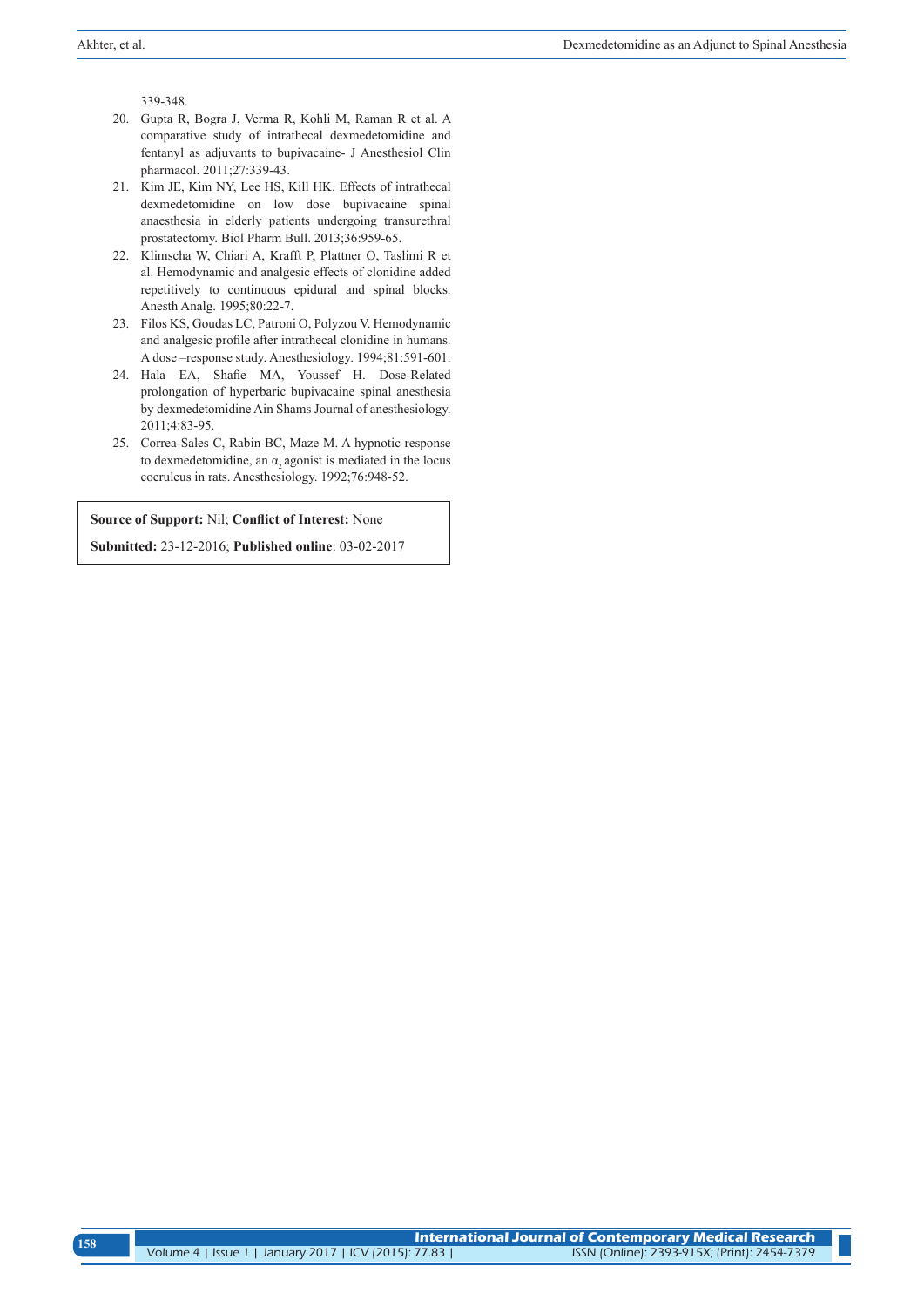339-348.

20. Gupta R, Bogra J, Verma R, Kohli M, Raman R et al. A comparative study of intrathecal dexmedetomidine and fentanyl as adjuvants to bupivacaine- J Anesthesiol Clin pharmacol. 2011;27:339-43.
21. Kim JE, Kim NY, Lee HS, Kill HK. Effects of intrathecal dexmedetomidine on low dose bupivacaine spinal anaesthesia in elderly patients undergoing transurethral prostatectomy. Biol Pharm Bull. 2013;36:959-65.
22. Klimscha W, Chiari A, Krafft P, Plattner O, Taslimi R et al. Hemodynamic and analgesic effects of clonidine added repetitively to continuous epidural and spinal blocks. Anesth Analg. 1995;80:22-7.
23. Filos KS, Goudas LC, Patroni O, Polyzou V. Hemodynamic and analgesic profile after intrathecal clonidine in humans. A dose –response study. Anesthesiology. 1994;81:591-601.
24. Hala EA, Shafie MA, Youssef H. Dose-Related prolongation of hyperbaric bupivacaine spinal anesthesia by dexmedetomidine Ain Shams Journal of anesthesiology. 2011;4:83-95.
25. Correa-Sales C, Rabin BC, Maze M. A hypnotic response to dexmedetomidine, an $\alpha_2$ agonist is mediated in the locus coeruleus in rats. Anesthesiology. 1992;76:948-52.

**Source of Support:** Nil; **Conflict of Interest:** None

**Submitted:** 23-12-2016; **Published online**: 03-02-2017